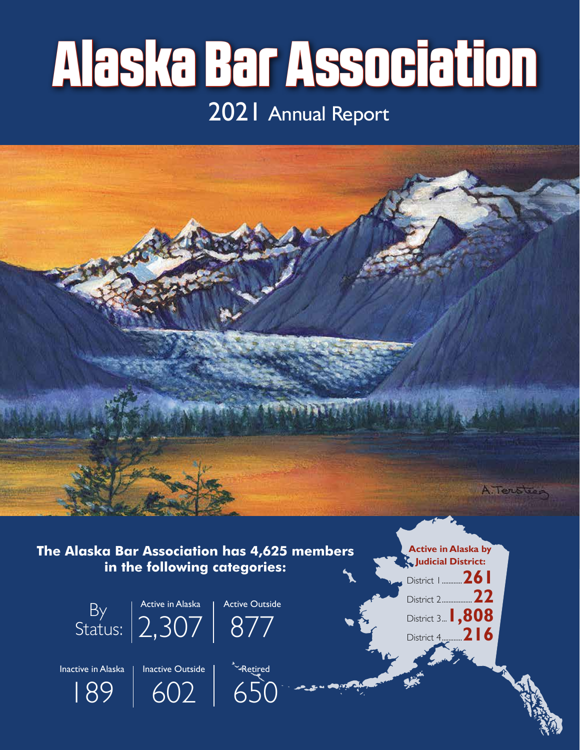# Alaska Bar Association

## 2021 Annual Report

**The Alaska Bar Association has 4,625 members in the following categories:**

By Status:

| Active in Alaska | Active Outside |
| --- | --- |
| 2,307 | 877 |

| Inactive in Alaska | Inactive Outside | Retired |
| --- | --- | --- |
| 189 | 602 | 650 |

**Active in Alaska by Judicial District:**

District 1............**261**
District 2..................**22**
District 3...**1,808**
District 4............**216**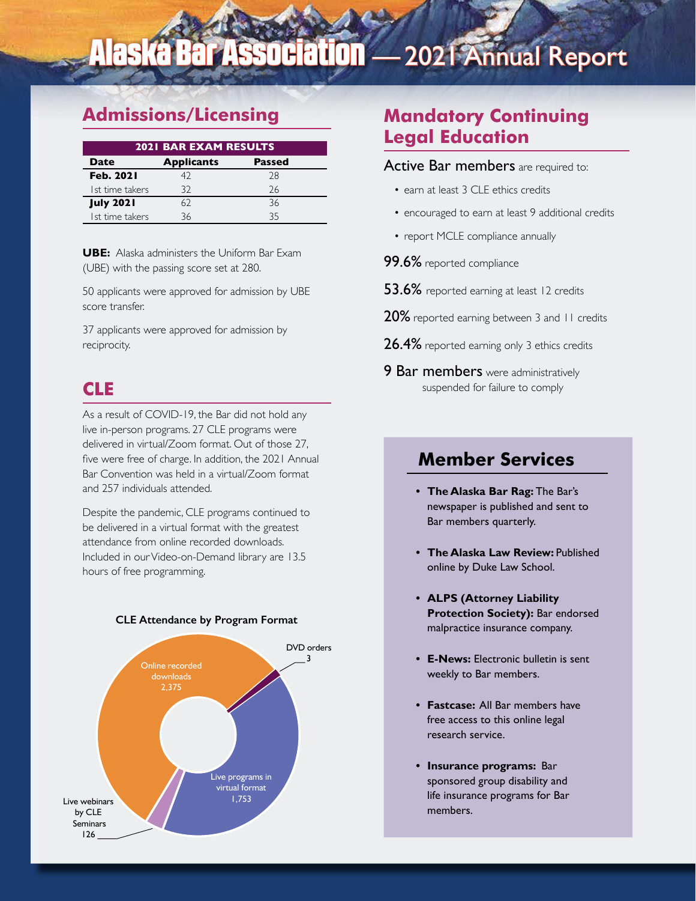# Alaska Bar Association — 2021 Annual Report

## Admissions/Licensing

| 2021 BAR EXAM RESULTS | | |
|---|---|---|
| **Date** | **Applicants** | **Passed** |
| **Feb. 2021** | 42 | 28 |
| 1st time takers | 32 | 26 |
| **July 2021** | 62 | 36 |
| 1st time takers | 36 | 35 |

**UBE:** Alaska administers the Uniform Bar Exam (UBE) with the passing score set at 280.

50 applicants were approved for admission by UBE score transfer.

37 applicants were approved for admission by reciprocity.

## CLE

As a result of COVID-19, the Bar did not hold any live in-person programs. 27 CLE programs were delivered in virtual/Zoom format. Out of those 27, five were free of charge. In addition, the 2021 Annual Bar Convention was held in a virtual/Zoom format and 257 individuals attended.

Despite the pandemic, CLE programs continued to be delivered in a virtual format with the greatest attendance from online recorded downloads. Included in our Video-on-Demand library are 13.5 hours of free programming.

**CLE Attendance by Program Format**

| Program Format | Attendance |
|---|---|
| Online recorded downloads | 2,375 |
| Live programs in virtual format | 1,753 |
| Live webinars by CLE Seminars | 126 |
| DVD orders | 3 |

## Mandatory Continuing Legal Education

Active Bar members are required to:

- earn at least 3 CLE ethics credits
- encouraged to earn at least 9 additional credits
- report MCLE compliance annually

**99.6%** reported compliance

**53.6%** reported earning at least 12 credits

**20%** reported earning between 3 and 11 credits

**26.4%** reported earning only 3 ethics credits

**9 Bar members** were administratively suspended for failure to comply

## Member Services

- **The Alaska Bar Rag:** The Bar's newspaper is published and sent to Bar members quarterly.
- **The Alaska Law Review:** Published online by Duke Law School.
- **ALPS (Attorney Liability Protection Society):** Bar endorsed malpractice insurance company.
- **E-News:** Electronic bulletin is sent weekly to Bar members.
- **Fastcase:** All Bar members have free access to this online legal research service.
- **Insurance programs:** Bar sponsored group disability and life insurance programs for Bar members.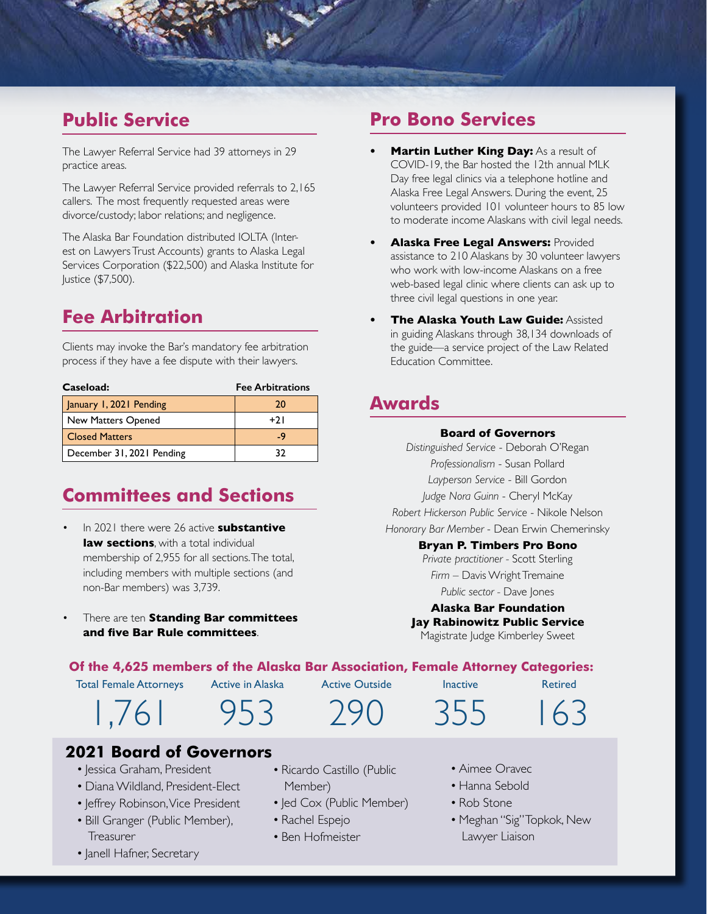## Public Service

The Lawyer Referral Service had 39 attorneys in 29 practice areas.

The Lawyer Referral Service provided referrals to 2,165 callers. The most frequently requested areas were divorce/custody; labor relations; and negligence.

The Alaska Bar Foundation distributed IOLTA (Interest on Lawyers Trust Accounts) grants to Alaska Legal Services Corporation ($22,500) and Alaska Institute for Justice ($7,500).

## Fee Arbitration

Clients may invoke the Bar's mandatory fee arbitration process if they have a fee dispute with their lawyers.

| Caseload: | Fee Arbitrations |
|---|---|
| January 1, 2021 Pending | 20 |
| New Matters Opened | +21 |
| Closed Matters | -9 |
| December 31, 2021 Pending | 32 |

## Committees and Sections

- In 2021 there were 26 active **substantive law sections**, with a total individual membership of 2,955 for all sections. The total, including members with multiple sections (and non-Bar members) was 3,739.
- There are ten **Standing Bar committees and five Bar Rule committees**.

## Pro Bono Services

- **Martin Luther King Day:** As a result of COVID-19, the Bar hosted the 12th annual MLK Day free legal clinics via a telephone hotline and Alaska Free Legal Answers. During the event, 25 volunteers provided 101 volunteer hours to 85 low to moderate income Alaskans with civil legal needs.
- **Alaska Free Legal Answers:** Provided assistance to 210 Alaskans by 30 volunteer lawyers who work with low-income Alaskans on a free web-based legal clinic where clients can ask up to three civil legal questions in one year.
- **The Alaska Youth Law Guide:** Assisted in guiding Alaskans through 38,134 downloads of the guide—a service project of the Law Related Education Committee.

## Awards

**Board of Governors**

*Distinguished Service* - Deborah O'Regan
*Professionalism* - Susan Pollard
*Layperson Service* - Bill Gordon
*Judge Nora Guinn* - Cheryl McKay
*Robert Hickerson Public Service* - Nikole Nelson
*Honorary Bar Member* - Dean Erwin Chemerinsky

**Bryan P. Timbers Pro Bono**

*Private practitioner* - Scott Sterling
*Firm* – Davis Wright Tremaine
*Public sector* - Dave Jones

**Alaska Bar Foundation Jay Rabinowitz Public Service**

Magistrate Judge Kimberley Sweet

**Of the 4,625 members of the Alaska Bar Association, Female Attorney Categories:**

| Total Female Attorneys | Active in Alaska | Active Outside | Inactive | Retired |
|---|---|---|---|---|
| 1,761 | 953 | 290 | 355 | 163 |

## 2021 Board of Governors

- Jessica Graham, President
- Diana Wildland, President-Elect
- Jeffrey Robinson, Vice President
- Bill Granger (Public Member), Treasurer
- Janell Hafner, Secretary
- Ricardo Castillo (Public Member)
- Jed Cox (Public Member)
- Rachel Espejo
- Ben Hofmeister
- Aimee Oravec
- Hanna Sebold
- Rob Stone
- Meghan "Sig" Topkok, New Lawyer Liaison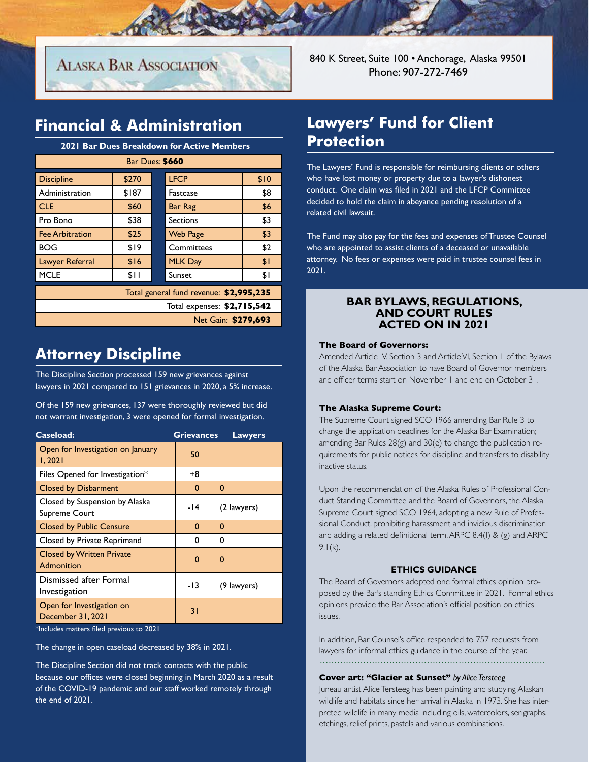# Alaska Bar Association

840 K Street, Suite 100 • Anchorage, Alaska 99501
Phone: 907-272-7469

## Financial & Administration

**2021 Bar Dues Breakdown for Active Members**

**Bar Dues: $660**

| | | | |
|---|---|---|---|
| Discipline | $270 | LFCP | $10 |
| Administration | $187 | Fastcase | $8 |
| CLE | $60 | Bar Rag | $6 |
| Pro Bono | $38 | Sections | $3 |
| Fee Arbitration | $25 | Web Page | $3 |
| BOG | $19 | Committees | $2 |
| Lawyer Referral | $16 | MLK Day | $1 |
| MCLE | $11 | Sunset | $1 |

| | |
|---|---|
| Total general fund revenue: | **$2,995,235** |
| Total expenses: | **$2,715,542** |
| Net Gain: | **$279,693** |

## Attorney Discipline

The Discipline Section processed 159 new grievances against lawyers in 2021 compared to 151 grievances in 2020, a 5% increase.

Of the 159 new grievances, 137 were thoroughly reviewed but did not warrant investigation, 3 were opened for formal investigation.

| Caseload: | Grievances | Lawyers |
|---|---|---|
| Open for Investigation on January 1, 2021 | 50 | |
| Files Opened for Investigation* | +8 | |
| Closed by Disbarment | 0 | 0 |
| Closed by Suspension by Alaska Supreme Court | -14 | (2 lawyers) |
| Closed by Public Censure | 0 | 0 |
| Closed by Private Reprimand | 0 | 0 |
| Closed by Written Private Admonition | 0 | 0 |
| Dismissed after Formal Investigation | -13 | (9 lawyers) |
| Open for Investigation on December 31, 2021 | 31 | |

*Includes matters filed previous to 2021

The change in open caseload decreased by 38% in 2021.

The Discipline Section did not track contacts with the public because our offices were closed beginning in March 2020 as a result of the COVID-19 pandemic and our staff worked remotely through the end of 2021.

## Lawyers' Fund for Client Protection

The Lawyers' Fund is responsible for reimbursing clients or others who have lost money or property due to a lawyer's dishonest conduct. One claim was filed in 2021 and the LFCP Committee decided to hold the claim in abeyance pending resolution of a related civil lawsuit.

The Fund may also pay for the fees and expenses of Trustee Counsel who are appointed to assist clients of a deceased or unavailable attorney. No fees or expenses were paid in trustee counsel fees in 2021.

### BAR BYLAWS, REGULATIONS, AND COURT RULES ACTED ON IN 2021

**The Board of Governors:**

Amended Article IV, Section 3 and Article VI, Section 1 of the Bylaws of the Alaska Bar Association to have Board of Governor members and officer terms start on November 1 and end on October 31.

**The Alaska Supreme Court:**

The Supreme Court signed SCO 1966 amending Bar Rule 3 to change the application deadlines for the Alaska Bar Examination; amending Bar Rules 28(g) and 30(e) to change the publication requirements for public notices for discipline and transfers to disability inactive status.

Upon the recommendation of the Alaska Rules of Professional Conduct Standing Committee and the Board of Governors, the Alaska Supreme Court signed SCO 1964, adopting a new Rule of Professional Conduct, prohibiting harassment and invidious discrimination and adding a related definitional term. ARPC 8.4(f) & (g) and ARPC 9.1(k).

### ETHICS GUIDANCE

The Board of Governors adopted one formal ethics opinion proposed by the Bar's standing Ethics Committee in 2021. Formal ethics opinions provide the Bar Association's official position on ethics issues.

In addition, Bar Counsel's office responded to 757 requests from lawyers for informal ethics guidance in the course of the year.

**Cover art: "Glacier at Sunset"** *by Alice Tersteeg*

Juneau artist Alice Tersteeg has been painting and studying Alaskan wildlife and habitats since her arrival in Alaska in 1973. She has interpreted wildlife in many media including oils, watercolors, serigraphs, etchings, relief prints, pastels and various combinations.